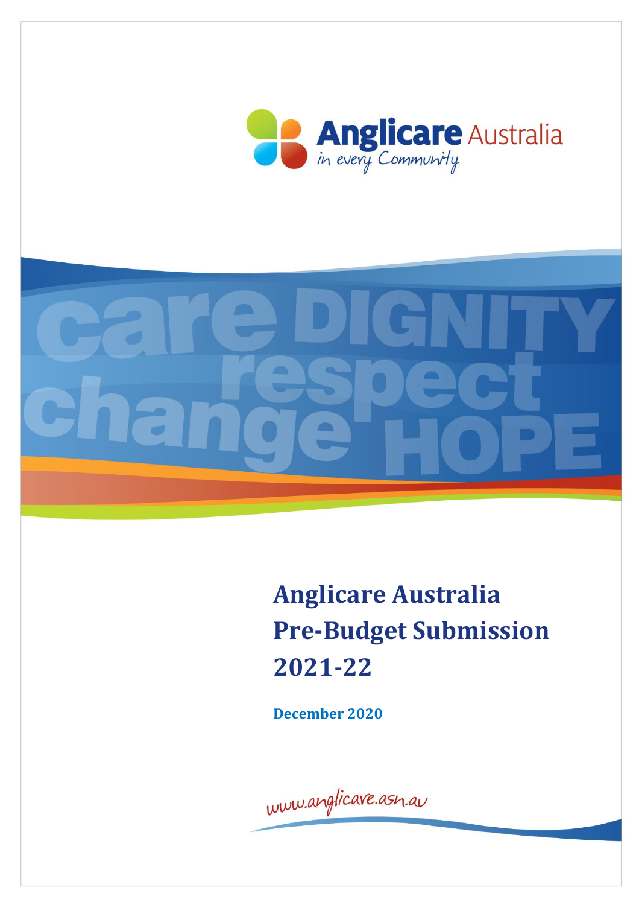Anglicare Australia

*in every Community*

care DIGNITY respect change HOPE

# Anglicare Australia Pre-Budget Submission 2021-22

**December 2020**

www.anglicare.asn.au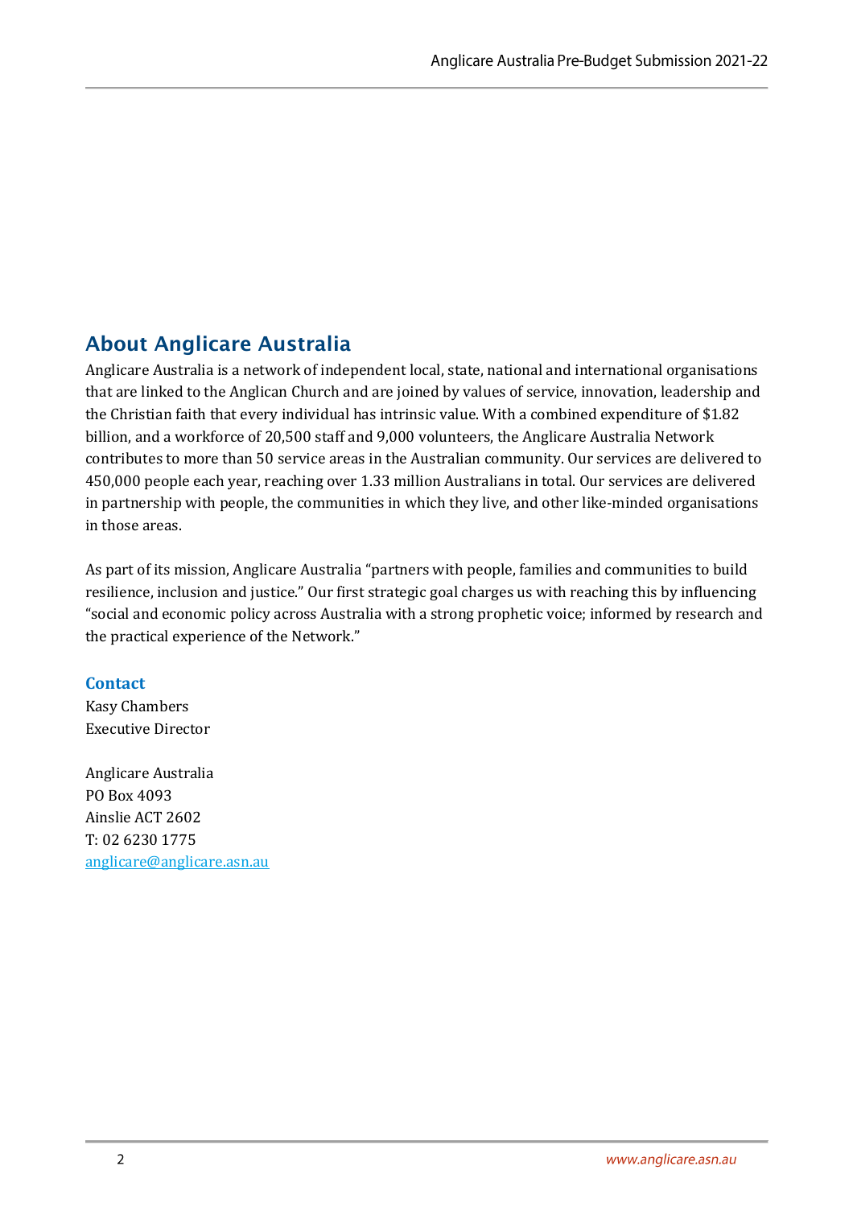## About Anglicare Australia

Anglicare Australia is a network of independent local, state, national and international organisations that are linked to the Anglican Church and are joined by values of service, innovation, leadership and the Christian faith that every individual has intrinsic value. With a combined expenditure of $1.82 billion, and a workforce of 20,500 staff and 9,000 volunteers, the Anglicare Australia Network contributes to more than 50 service areas in the Australian community. Our services are delivered to 450,000 people each year, reaching over 1.33 million Australians in total. Our services are delivered in partnership with people, the communities in which they live, and other like-minded organisations in those areas.

As part of its mission, Anglicare Australia "partners with people, families and communities to build resilience, inclusion and justice." Our first strategic goal charges us with reaching this by influencing "social and economic policy across Australia with a strong prophetic voice; informed by research and the practical experience of the Network."

### Contact

Kasy Chambers
Executive Director

Anglicare Australia
PO Box 4093
Ainslie ACT 2602
T: 02 6230 1775
anglicare@anglicare.asn.au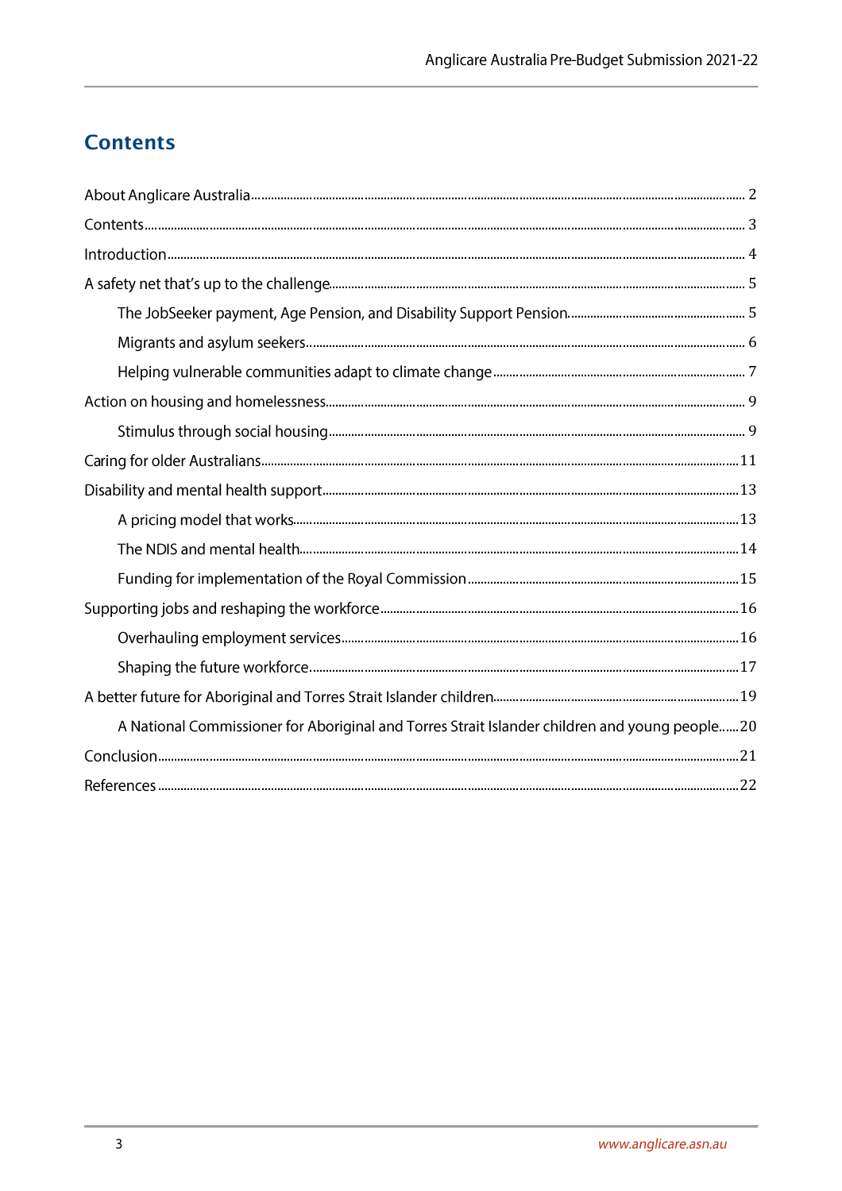## Contents

About Anglicare Australia ... 2

Contents ... 3

Introduction ... 4

A safety net that's up to the challenge ... 5

- The JobSeeker payment, Age Pension, and Disability Support Pension ... 5
- Migrants and asylum seekers ... 6
- Helping vulnerable communities adapt to climate change ... 7

Action on housing and homelessness ... 9

- Stimulus through social housing ... 9

Caring for older Australians ... 11

Disability and mental health support ... 13

- A pricing model that works ... 13
- The NDIS and mental health ... 14
- Funding for implementation of the Royal Commission ... 15

Supporting jobs and reshaping the workforce ... 16

- Overhauling employment services ... 16
- Shaping the future workforce ... 17

A better future for Aboriginal and Torres Strait Islander children ... 19

- A National Commissioner for Aboriginal and Torres Strait Islander children and young people ... 20

Conclusion ... 21

References ... 22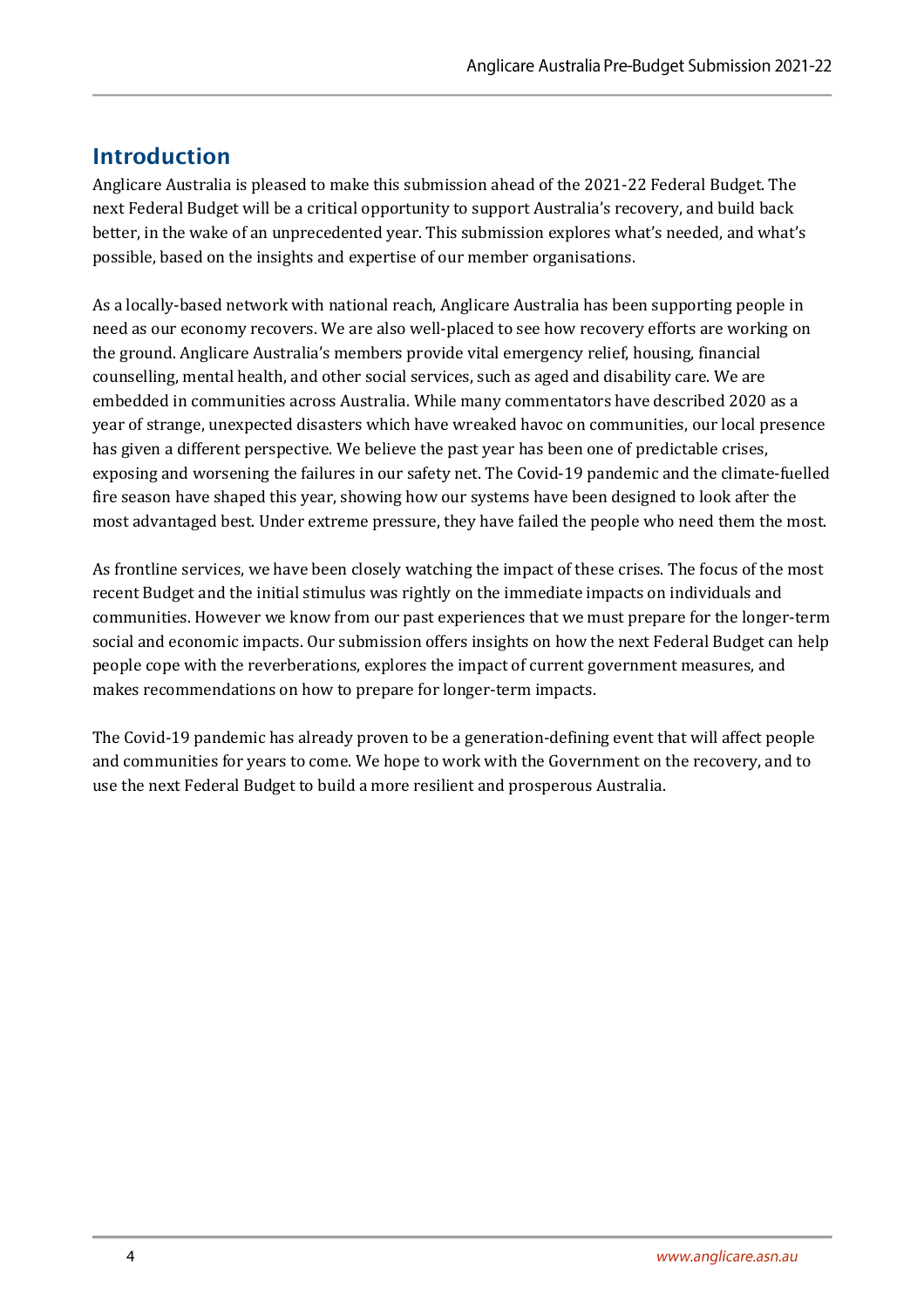## Introduction

Anglicare Australia is pleased to make this submission ahead of the 2021-22 Federal Budget. The next Federal Budget will be a critical opportunity to support Australia's recovery, and build back better, in the wake of an unprecedented year. This submission explores what's needed, and what's possible, based on the insights and expertise of our member organisations.

As a locally-based network with national reach, Anglicare Australia has been supporting people in need as our economy recovers. We are also well-placed to see how recovery efforts are working on the ground. Anglicare Australia's members provide vital emergency relief, housing, financial counselling, mental health, and other social services, such as aged and disability care. We are embedded in communities across Australia. While many commentators have described 2020 as a year of strange, unexpected disasters which have wreaked havoc on communities, our local presence has given a different perspective. We believe the past year has been one of predictable crises, exposing and worsening the failures in our safety net. The Covid-19 pandemic and the climate-fuelled fire season have shaped this year, showing how our systems have been designed to look after the most advantaged best. Under extreme pressure, they have failed the people who need them the most.

As frontline services, we have been closely watching the impact of these crises. The focus of the most recent Budget and the initial stimulus was rightly on the immediate impacts on individuals and communities. However we know from our past experiences that we must prepare for the longer-term social and economic impacts. Our submission offers insights on how the next Federal Budget can help people cope with the reverberations, explores the impact of current government measures, and makes recommendations on how to prepare for longer-term impacts.

The Covid-19 pandemic has already proven to be a generation-defining event that will affect people and communities for years to come. We hope to work with the Government on the recovery, and to use the next Federal Budget to build a more resilient and prosperous Australia.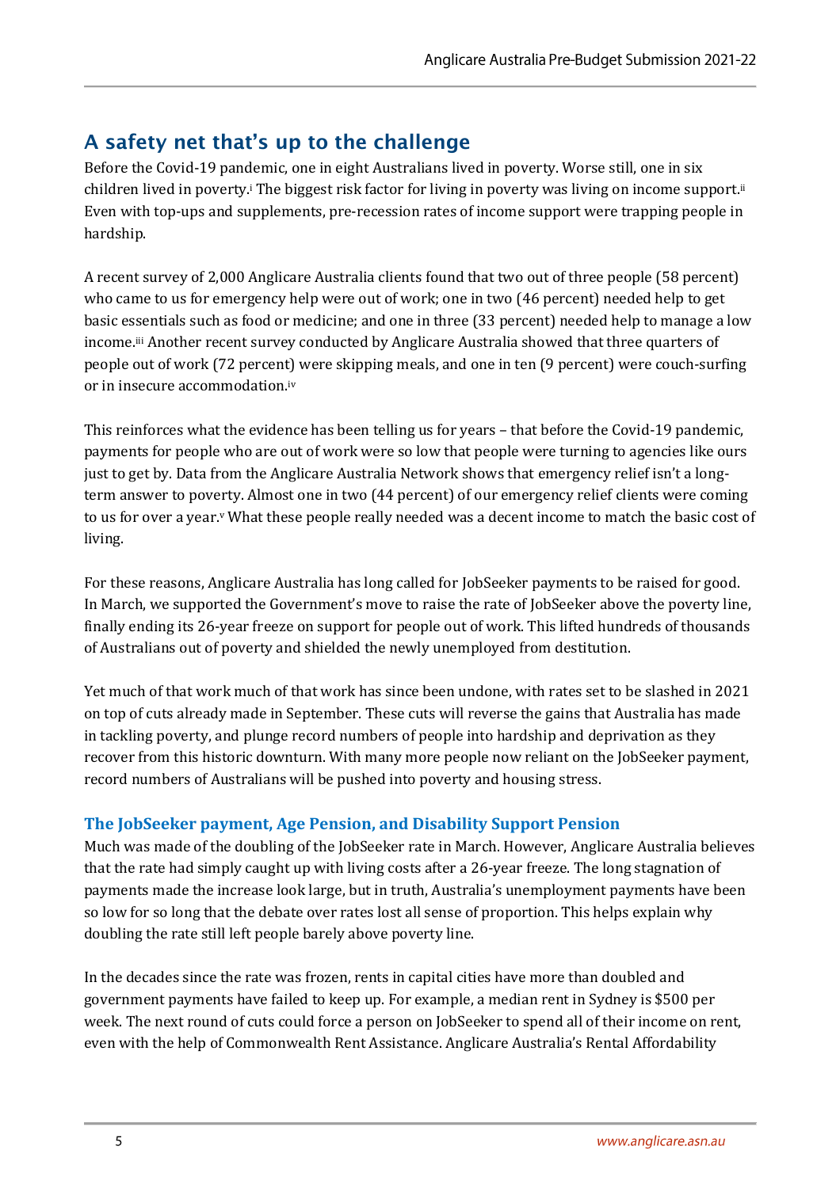## A safety net that's up to the challenge

Before the Covid-19 pandemic, one in eight Australians lived in poverty. Worse still, one in six children lived in poverty.[i] The biggest risk factor for living in poverty was living on income support.[ii] Even with top-ups and supplements, pre-recession rates of income support were trapping people in hardship.

A recent survey of 2,000 Anglicare Australia clients found that two out of three people (58 percent) who came to us for emergency help were out of work; one in two (46 percent) needed help to get basic essentials such as food or medicine; and one in three (33 percent) needed help to manage a low income.[iii] Another recent survey conducted by Anglicare Australia showed that three quarters of people out of work (72 percent) were skipping meals, and one in ten (9 percent) were couch-surfing or in insecure accommodation.[iv]

This reinforces what the evidence has been telling us for years – that before the Covid-19 pandemic, payments for people who are out of work were so low that people were turning to agencies like ours just to get by. Data from the Anglicare Australia Network shows that emergency relief isn't a long-term answer to poverty. Almost one in two (44 percent) of our emergency relief clients were coming to us for over a year.[v] What these people really needed was a decent income to match the basic cost of living.

For these reasons, Anglicare Australia has long called for JobSeeker payments to be raised for good. In March, we supported the Government's move to raise the rate of JobSeeker above the poverty line, finally ending its 26-year freeze on support for people out of work. This lifted hundreds of thousands of Australians out of poverty and shielded the newly unemployed from destitution.

Yet much of that work much of that work has since been undone, with rates set to be slashed in 2021 on top of cuts already made in September. These cuts will reverse the gains that Australia has made in tackling poverty, and plunge record numbers of people into hardship and deprivation as they recover from this historic downturn. With many more people now reliant on the JobSeeker payment, record numbers of Australians will be pushed into poverty and housing stress.

### The JobSeeker payment, Age Pension, and Disability Support Pension

Much was made of the doubling of the JobSeeker rate in March. However, Anglicare Australia believes that the rate had simply caught up with living costs after a 26-year freeze. The long stagnation of payments made the increase look large, but in truth, Australia's unemployment payments have been so low for so long that the debate over rates lost all sense of proportion. This helps explain why doubling the rate still left people barely above poverty line.

In the decades since the rate was frozen, rents in capital cities have more than doubled and government payments have failed to keep up. For example, a median rent in Sydney is $500 per week. The next round of cuts could force a person on JobSeeker to spend all of their income on rent, even with the help of Commonwealth Rent Assistance. Anglicare Australia's Rental Affordability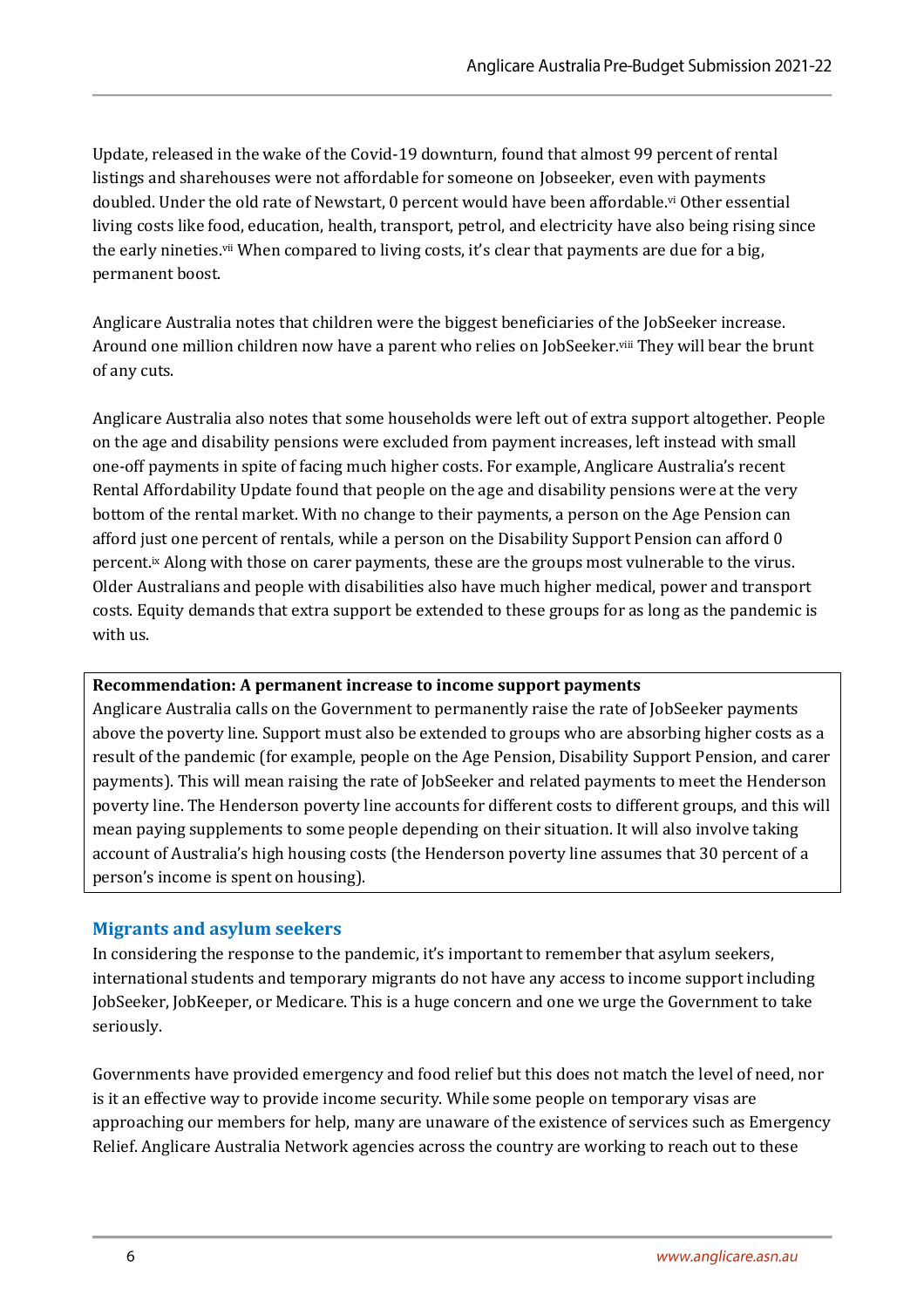Update, released in the wake of the Covid-19 downturn, found that almost 99 percent of rental listings and sharehouses were not affordable for someone on Jobseeker, even with payments doubled. Under the old rate of Newstart, 0 percent would have been affordable.[vi] Other essential living costs like food, education, health, transport, petrol, and electricity have also being rising since the early nineties.[vii] When compared to living costs, it's clear that payments are due for a big, permanent boost.

Anglicare Australia notes that children were the biggest beneficiaries of the JobSeeker increase. Around one million children now have a parent who relies on JobSeeker.[viii] They will bear the brunt of any cuts.

Anglicare Australia also notes that some households were left out of extra support altogether. People on the age and disability pensions were excluded from payment increases, left instead with small one-off payments in spite of facing much higher costs. For example, Anglicare Australia's recent Rental Affordability Update found that people on the age and disability pensions were at the very bottom of the rental market. With no change to their payments, a person on the Age Pension can afford just one percent of rentals, while a person on the Disability Support Pension can afford 0 percent.[ix] Along with those on carer payments, these are the groups most vulnerable to the virus. Older Australians and people with disabilities also have much higher medical, power and transport costs. Equity demands that extra support be extended to these groups for as long as the pandemic is with us.

**Recommendation: A permanent increase to income support payments**

Anglicare Australia calls on the Government to permanently raise the rate of JobSeeker payments above the poverty line. Support must also be extended to groups who are absorbing higher costs as a result of the pandemic (for example, people on the Age Pension, Disability Support Pension, and carer payments). This will mean raising the rate of JobSeeker and related payments to meet the Henderson poverty line. The Henderson poverty line accounts for different costs to different groups, and this will mean paying supplements to some people depending on their situation. It will also involve taking account of Australia's high housing costs (the Henderson poverty line assumes that 30 percent of a person's income is spent on housing).

## Migrants and asylum seekers

In considering the response to the pandemic, it's important to remember that asylum seekers, international students and temporary migrants do not have any access to income support including JobSeeker, JobKeeper, or Medicare. This is a huge concern and one we urge the Government to take seriously.

Governments have provided emergency and food relief but this does not match the level of need, nor is it an effective way to provide income security. While some people on temporary visas are approaching our members for help, many are unaware of the existence of services such as Emergency Relief. Anglicare Australia Network agencies across the country are working to reach out to these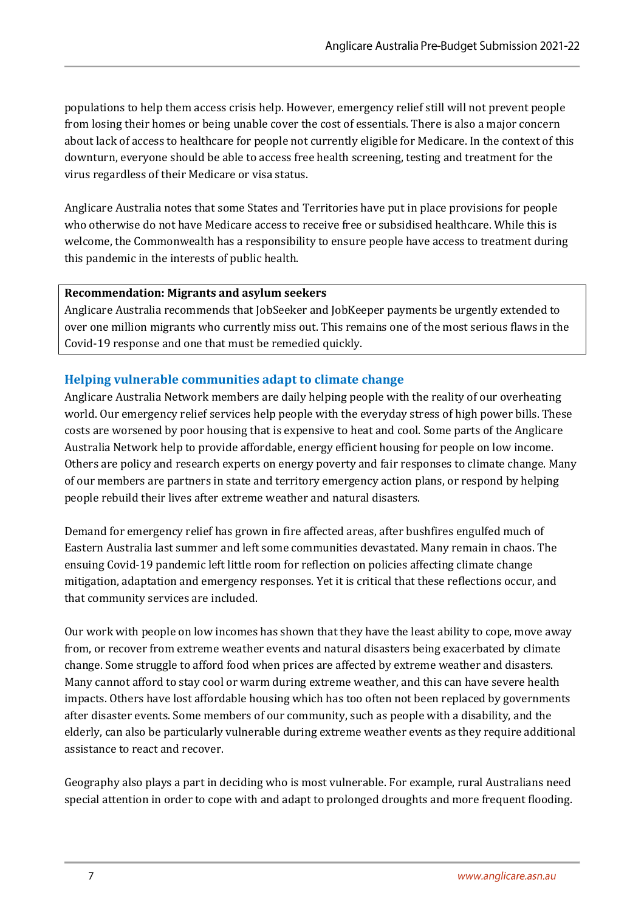populations to help them access crisis help. However, emergency relief still will not prevent people from losing their homes or being unable cover the cost of essentials. There is also a major concern about lack of access to healthcare for people not currently eligible for Medicare. In the context of this downturn, everyone should be able to access free health screening, testing and treatment for the virus regardless of their Medicare or visa status.

Anglicare Australia notes that some States and Territories have put in place provisions for people who otherwise do not have Medicare access to receive free or subsidised healthcare. While this is welcome, the Commonwealth has a responsibility to ensure people have access to treatment during this pandemic in the interests of public health.

> **Recommendation: Migrants and asylum seekers**
> Anglicare Australia recommends that JobSeeker and JobKeeper payments be urgently extended to over one million migrants who currently miss out. This remains one of the most serious flaws in the Covid-19 response and one that must be remedied quickly.

## Helping vulnerable communities adapt to climate change

Anglicare Australia Network members are daily helping people with the reality of our overheating world. Our emergency relief services help people with the everyday stress of high power bills. These costs are worsened by poor housing that is expensive to heat and cool. Some parts of the Anglicare Australia Network help to provide affordable, energy efficient housing for people on low income. Others are policy and research experts on energy poverty and fair responses to climate change. Many of our members are partners in state and territory emergency action plans, or respond by helping people rebuild their lives after extreme weather and natural disasters.

Demand for emergency relief has grown in fire affected areas, after bushfires engulfed much of Eastern Australia last summer and left some communities devastated. Many remain in chaos. The ensuing Covid-19 pandemic left little room for reflection on policies affecting climate change mitigation, adaptation and emergency responses. Yet it is critical that these reflections occur, and that community services are included.

Our work with people on low incomes has shown that they have the least ability to cope, move away from, or recover from extreme weather events and natural disasters being exacerbated by climate change. Some struggle to afford food when prices are affected by extreme weather and disasters. Many cannot afford to stay cool or warm during extreme weather, and this can have severe health impacts. Others have lost affordable housing which has too often not been replaced by governments after disaster events. Some members of our community, such as people with a disability, and the elderly, can also be particularly vulnerable during extreme weather events as they require additional assistance to react and recover.

Geography also plays a part in deciding who is most vulnerable. For example, rural Australians need special attention in order to cope with and adapt to prolonged droughts and more frequent flooding.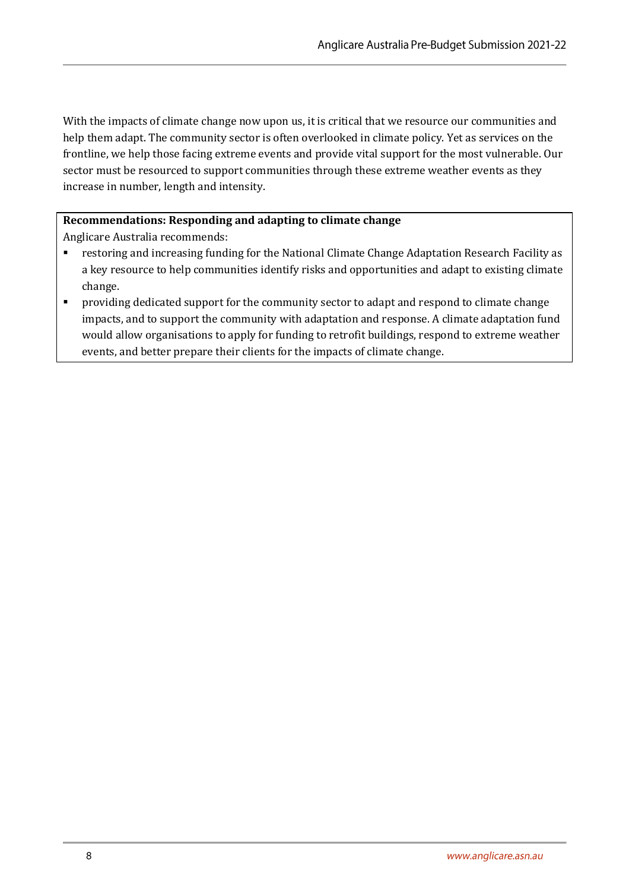With the impacts of climate change now upon us, it is critical that we resource our communities and help them adapt. The community sector is often overlooked in climate policy. Yet as services on the frontline, we help those facing extreme events and provide vital support for the most vulnerable. Our sector must be resourced to support communities through these extreme weather events as they increase in number, length and intensity.

**Recommendations: Responding and adapting to climate change**

Anglicare Australia recommends:

- restoring and increasing funding for the National Climate Change Adaptation Research Facility as a key resource to help communities identify risks and opportunities and adapt to existing climate change.
- providing dedicated support for the community sector to adapt and respond to climate change impacts, and to support the community with adaptation and response. A climate adaptation fund would allow organisations to apply for funding to retrofit buildings, respond to extreme weather events, and better prepare their clients for the impacts of climate change.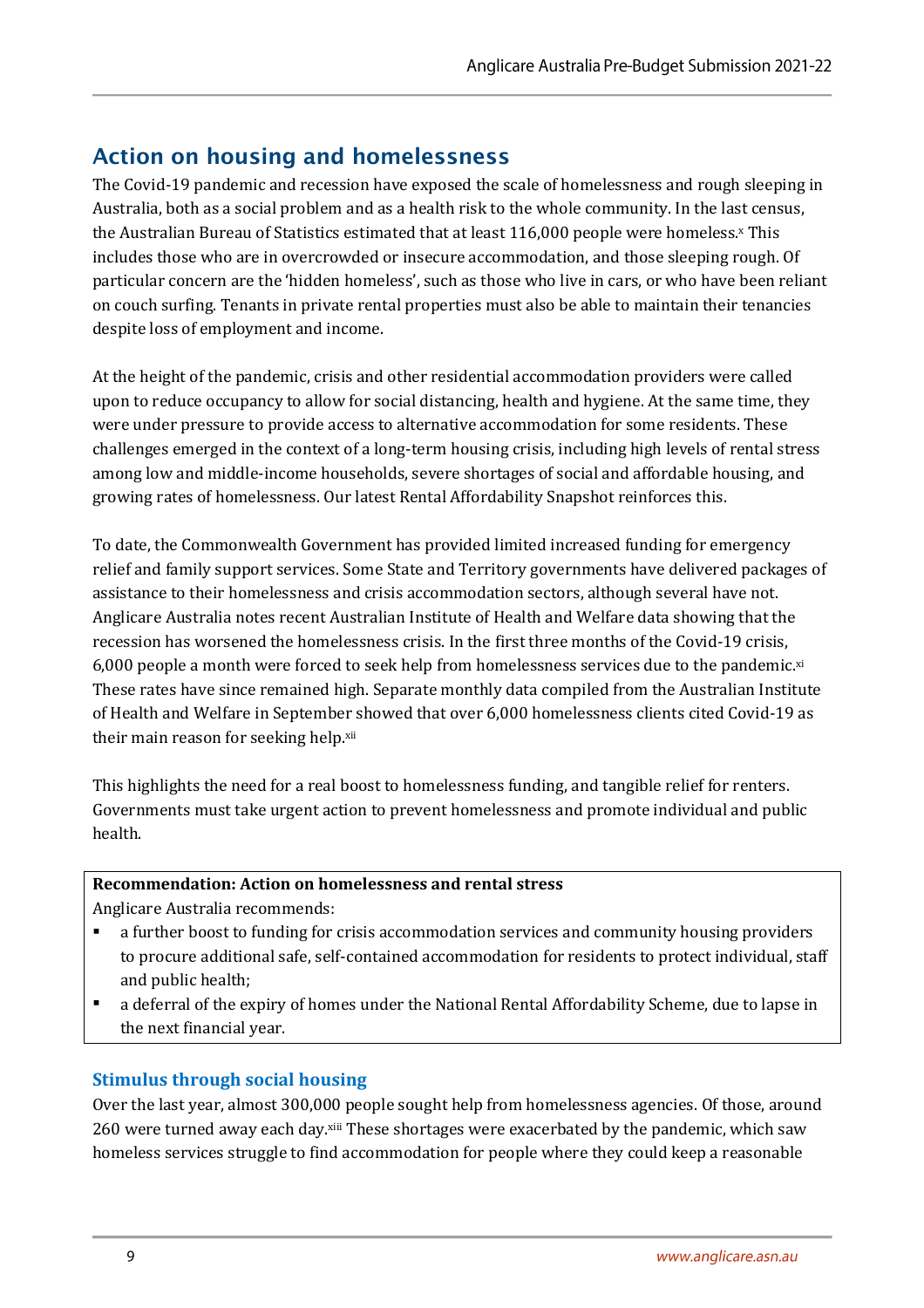## Action on housing and homelessness

The Covid-19 pandemic and recession have exposed the scale of homelessness and rough sleeping in Australia, both as a social problem and as a health risk to the whole community. In the last census, the Australian Bureau of Statistics estimated that at least 116,000 people were homeless.[x] This includes those who are in overcrowded or insecure accommodation, and those sleeping rough. Of particular concern are the 'hidden homeless', such as those who live in cars, or who have been reliant on couch surfing. Tenants in private rental properties must also be able to maintain their tenancies despite loss of employment and income.

At the height of the pandemic, crisis and other residential accommodation providers were called upon to reduce occupancy to allow for social distancing, health and hygiene. At the same time, they were under pressure to provide access to alternative accommodation for some residents. These challenges emerged in the context of a long-term housing crisis, including high levels of rental stress among low and middle-income households, severe shortages of social and affordable housing, and growing rates of homelessness. Our latest Rental Affordability Snapshot reinforces this.

To date, the Commonwealth Government has provided limited increased funding for emergency relief and family support services. Some State and Territory governments have delivered packages of assistance to their homelessness and crisis accommodation sectors, although several have not. Anglicare Australia notes recent Australian Institute of Health and Welfare data showing that the recession has worsened the homelessness crisis. In the first three months of the Covid-19 crisis, 6,000 people a month were forced to seek help from homelessness services due to the pandemic.[xi] These rates have since remained high. Separate monthly data compiled from the Australian Institute of Health and Welfare in September showed that over 6,000 homelessness clients cited Covid-19 as their main reason for seeking help.[xii]

This highlights the need for a real boost to homelessness funding, and tangible relief for renters. Governments must take urgent action to prevent homelessness and promote individual and public health.

**Recommendation: Action on homelessness and rental stress**

Anglicare Australia recommends:

- a further boost to funding for crisis accommodation services and community housing providers to procure additional safe, self-contained accommodation for residents to protect individual, staff and public health;
- a deferral of the expiry of homes under the National Rental Affordability Scheme, due to lapse in the next financial year.

### Stimulus through social housing

Over the last year, almost 300,000 people sought help from homelessness agencies. Of those, around 260 were turned away each day.[xiii] These shortages were exacerbated by the pandemic, which saw homeless services struggle to find accommodation for people where they could keep a reasonable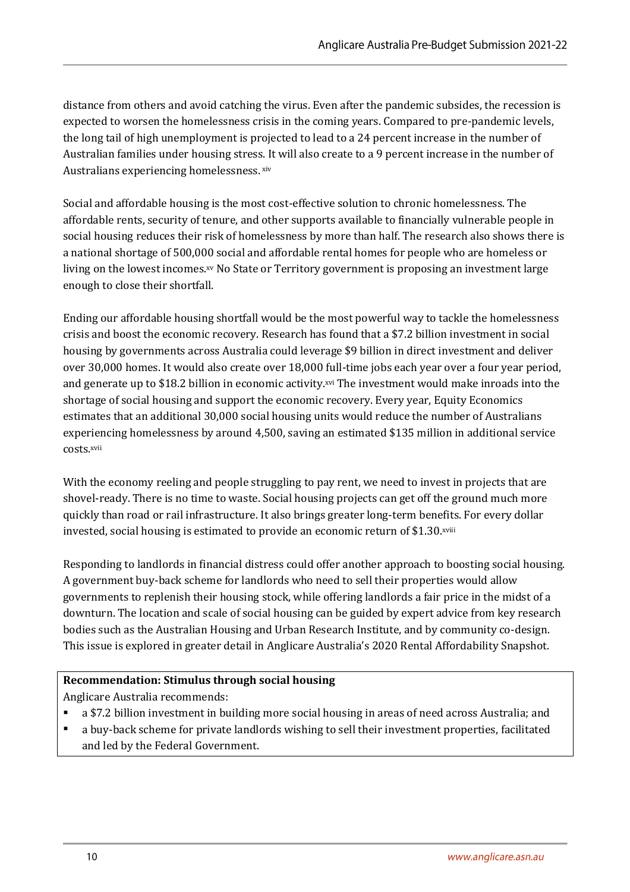distance from others and avoid catching the virus. Even after the pandemic subsides, the recession is expected to worsen the homelessness crisis in the coming years. Compared to pre-pandemic levels, the long tail of high unemployment is projected to lead to a 24 percent increase in the number of Australian families under housing stress. It will also create to a 9 percent increase in the number of Australians experiencing homelessness.[xiv]

Social and affordable housing is the most cost-effective solution to chronic homelessness. The affordable rents, security of tenure, and other supports available to financially vulnerable people in social housing reduces their risk of homelessness by more than half. The research also shows there is a national shortage of 500,000 social and affordable rental homes for people who are homeless or living on the lowest incomes.[xv] No State or Territory government is proposing an investment large enough to close their shortfall.

Ending our affordable housing shortfall would be the most powerful way to tackle the homelessness crisis and boost the economic recovery. Research has found that a $7.2 billion investment in social housing by governments across Australia could leverage $9 billion in direct investment and deliver over 30,000 homes. It would also create over 18,000 full-time jobs each year over a four year period, and generate up to $18.2 billion in economic activity.[xvi] The investment would make inroads into the shortage of social housing and support the economic recovery. Every year, Equity Economics estimates that an additional 30,000 social housing units would reduce the number of Australians experiencing homelessness by around 4,500, saving an estimated $135 million in additional service costs.[xvii]

With the economy reeling and people struggling to pay rent, we need to invest in projects that are shovel-ready. There is no time to waste. Social housing projects can get off the ground much more quickly than road or rail infrastructure. It also brings greater long-term benefits. For every dollar invested, social housing is estimated to provide an economic return of $1.30.[xviii]

Responding to landlords in financial distress could offer another approach to boosting social housing. A government buy-back scheme for landlords who need to sell their properties would allow governments to replenish their housing stock, while offering landlords a fair price in the midst of a downturn. The location and scale of social housing can be guided by expert advice from key research bodies such as the Australian Housing and Urban Research Institute, and by community co-design. This issue is explored in greater detail in Anglicare Australia's 2020 Rental Affordability Snapshot.

**Recommendation: Stimulus through social housing**

Anglicare Australia recommends:

- a $7.2 billion investment in building more social housing in areas of need across Australia; and
- a buy-back scheme for private landlords wishing to sell their investment properties, facilitated and led by the Federal Government.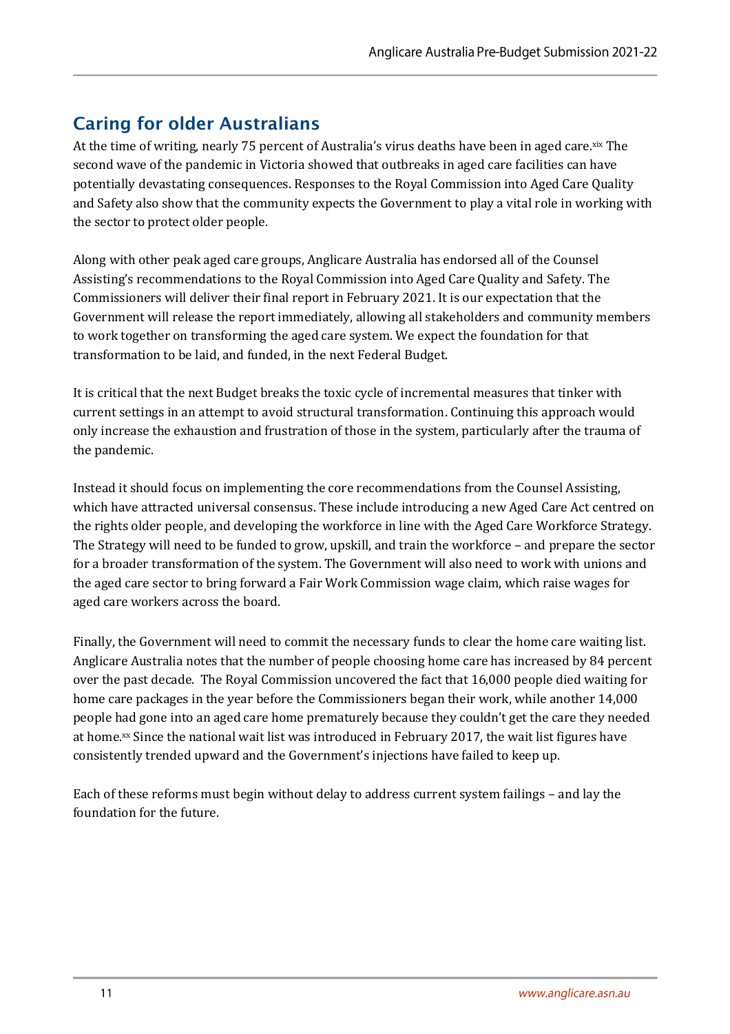## Caring for older Australians

At the time of writing, nearly 75 percent of Australia's virus deaths have been in aged care.[xix] The second wave of the pandemic in Victoria showed that outbreaks in aged care facilities can have potentially devastating consequences. Responses to the Royal Commission into Aged Care Quality and Safety also show that the community expects the Government to play a vital role in working with the sector to protect older people.

Along with other peak aged care groups, Anglicare Australia has endorsed all of the Counsel Assisting's recommendations to the Royal Commission into Aged Care Quality and Safety. The Commissioners will deliver their final report in February 2021. It is our expectation that the Government will release the report immediately, allowing all stakeholders and community members to work together on transforming the aged care system. We expect the foundation for that transformation to be laid, and funded, in the next Federal Budget.

It is critical that the next Budget breaks the toxic cycle of incremental measures that tinker with current settings in an attempt to avoid structural transformation. Continuing this approach would only increase the exhaustion and frustration of those in the system, particularly after the trauma of the pandemic.

Instead it should focus on implementing the core recommendations from the Counsel Assisting, which have attracted universal consensus. These include introducing a new Aged Care Act centred on the rights older people, and developing the workforce in line with the Aged Care Workforce Strategy. The Strategy will need to be funded to grow, upskill, and train the workforce – and prepare the sector for a broader transformation of the system. The Government will also need to work with unions and the aged care sector to bring forward a Fair Work Commission wage claim, which raise wages for aged care workers across the board.

Finally, the Government will need to commit the necessary funds to clear the home care waiting list. Anglicare Australia notes that the number of people choosing home care has increased by 84 percent over the past decade. The Royal Commission uncovered the fact that 16,000 people died waiting for home care packages in the year before the Commissioners began their work, while another 14,000 people had gone into an aged care home prematurely because they couldn't get the care they needed at home.[xx] Since the national wait list was introduced in February 2017, the wait list figures have consistently trended upward and the Government's injections have failed to keep up.

Each of these reforms must begin without delay to address current system failings – and lay the foundation for the future.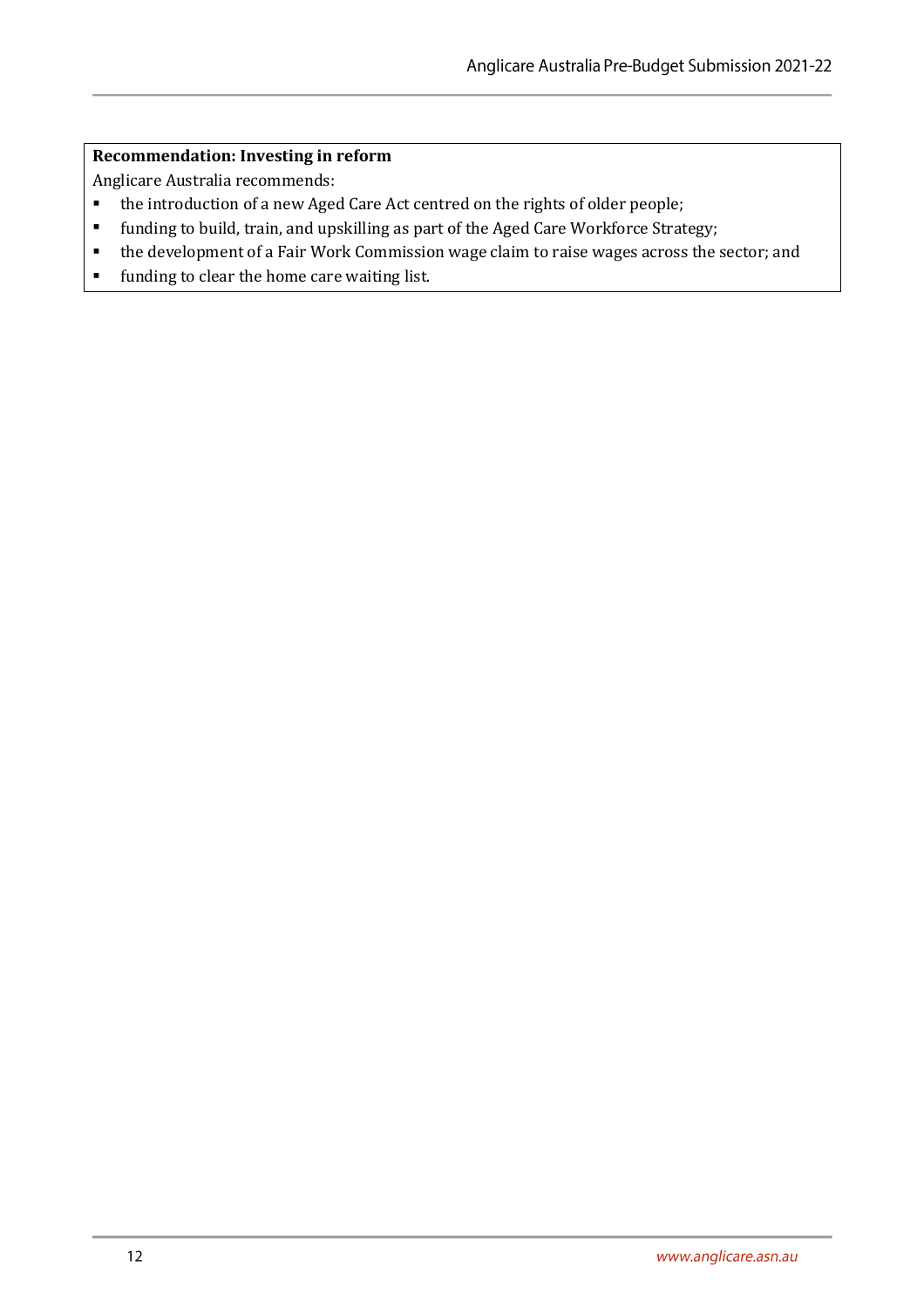**Recommendation: Investing in reform**

Anglicare Australia recommends:

- the introduction of a new Aged Care Act centred on the rights of older people;
- funding to build, train, and upskilling as part of the Aged Care Workforce Strategy;
- the development of a Fair Work Commission wage claim to raise wages across the sector; and
- funding to clear the home care waiting list.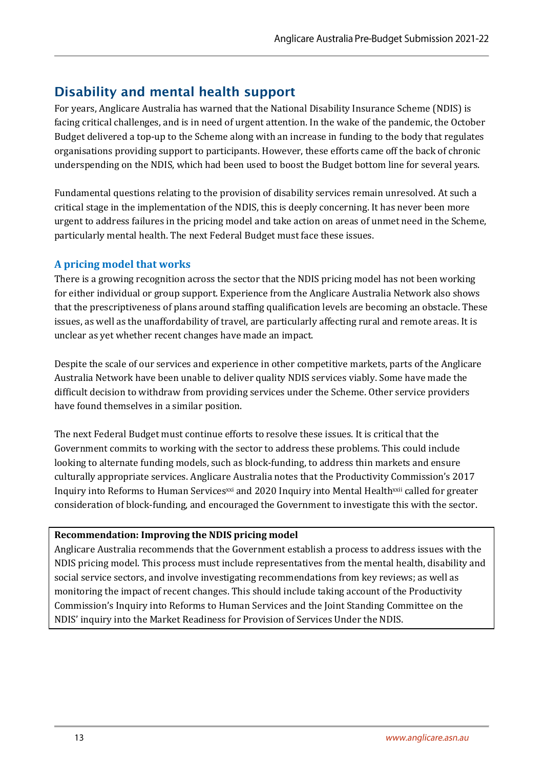## Disability and mental health support

For years, Anglicare Australia has warned that the National Disability Insurance Scheme (NDIS) is facing critical challenges, and is in need of urgent attention. In the wake of the pandemic, the October Budget delivered a top-up to the Scheme along with an increase in funding to the body that regulates organisations providing support to participants. However, these efforts came off the back of chronic underspending on the NDIS, which had been used to boost the Budget bottom line for several years.

Fundamental questions relating to the provision of disability services remain unresolved. At such a critical stage in the implementation of the NDIS, this is deeply concerning. It has never been more urgent to address failures in the pricing model and take action on areas of unmet need in the Scheme, particularly mental health. The next Federal Budget must face these issues.

### A pricing model that works

There is a growing recognition across the sector that the NDIS pricing model has not been working for either individual or group support. Experience from the Anglicare Australia Network also shows that the prescriptiveness of plans around staffing qualification levels are becoming an obstacle. These issues, as well as the unaffordability of travel, are particularly affecting rural and remote areas. It is unclear as yet whether recent changes have made an impact.

Despite the scale of our services and experience in other competitive markets, parts of the Anglicare Australia Network have been unable to deliver quality NDIS services viably. Some have made the difficult decision to withdraw from providing services under the Scheme. Other service providers have found themselves in a similar position.

The next Federal Budget must continue efforts to resolve these issues. It is critical that the Government commits to working with the sector to address these problems. This could include looking to alternate funding models, such as block-funding, to address thin markets and ensure culturally appropriate services. Anglicare Australia notes that the Productivity Commission's 2017 Inquiry into Reforms to Human Services[xxi] and 2020 Inquiry into Mental Health[xxii] called for greater consideration of block-funding, and encouraged the Government to investigate this with the sector.

**Recommendation: Improving the NDIS pricing model**

Anglicare Australia recommends that the Government establish a process to address issues with the NDIS pricing model. This process must include representatives from the mental health, disability and social service sectors, and involve investigating recommendations from key reviews; as well as monitoring the impact of recent changes. This should include taking account of the Productivity Commission's Inquiry into Reforms to Human Services and the Joint Standing Committee on the NDIS' inquiry into the Market Readiness for Provision of Services Under the NDIS.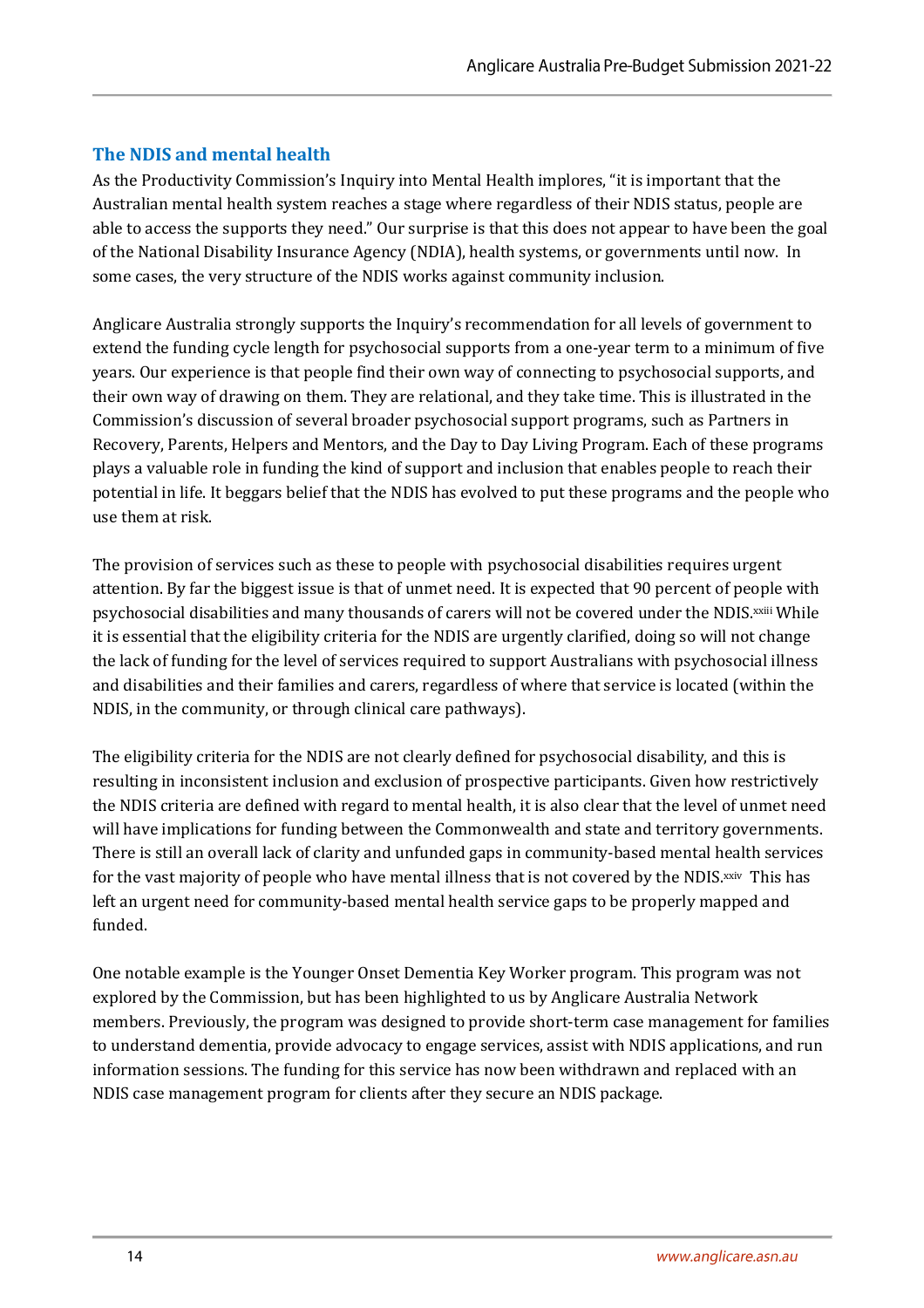## The NDIS and mental health

As the Productivity Commission's Inquiry into Mental Health implores, "it is important that the Australian mental health system reaches a stage where regardless of their NDIS status, people are able to access the supports they need." Our surprise is that this does not appear to have been the goal of the National Disability Insurance Agency (NDIA), health systems, or governments until now. In some cases, the very structure of the NDIS works against community inclusion.

Anglicare Australia strongly supports the Inquiry's recommendation for all levels of government to extend the funding cycle length for psychosocial supports from a one-year term to a minimum of five years. Our experience is that people find their own way of connecting to psychosocial supports, and their own way of drawing on them. They are relational, and they take time. This is illustrated in the Commission's discussion of several broader psychosocial support programs, such as Partners in Recovery, Parents, Helpers and Mentors, and the Day to Day Living Program. Each of these programs plays a valuable role in funding the kind of support and inclusion that enables people to reach their potential in life. It beggars belief that the NDIS has evolved to put these programs and the people who use them at risk.

The provision of services such as these to people with psychosocial disabilities requires urgent attention. By far the biggest issue is that of unmet need. It is expected that 90 percent of people with psychosocial disabilities and many thousands of carers will not be covered under the NDIS.[xxiii] While it is essential that the eligibility criteria for the NDIS are urgently clarified, doing so will not change the lack of funding for the level of services required to support Australians with psychosocial illness and disabilities and their families and carers, regardless of where that service is located (within the NDIS, in the community, or through clinical care pathways).

The eligibility criteria for the NDIS are not clearly defined for psychosocial disability, and this is resulting in inconsistent inclusion and exclusion of prospective participants. Given how restrictively the NDIS criteria are defined with regard to mental health, it is also clear that the level of unmet need will have implications for funding between the Commonwealth and state and territory governments. There is still an overall lack of clarity and unfunded gaps in community-based mental health services for the vast majority of people who have mental illness that is not covered by the NDIS.[xxiv] This has left an urgent need for community-based mental health service gaps to be properly mapped and funded.

One notable example is the Younger Onset Dementia Key Worker program. This program was not explored by the Commission, but has been highlighted to us by Anglicare Australia Network members. Previously, the program was designed to provide short-term case management for families to understand dementia, provide advocacy to engage services, assist with NDIS applications, and run information sessions. The funding for this service has now been withdrawn and replaced with an NDIS case management program for clients after they secure an NDIS package.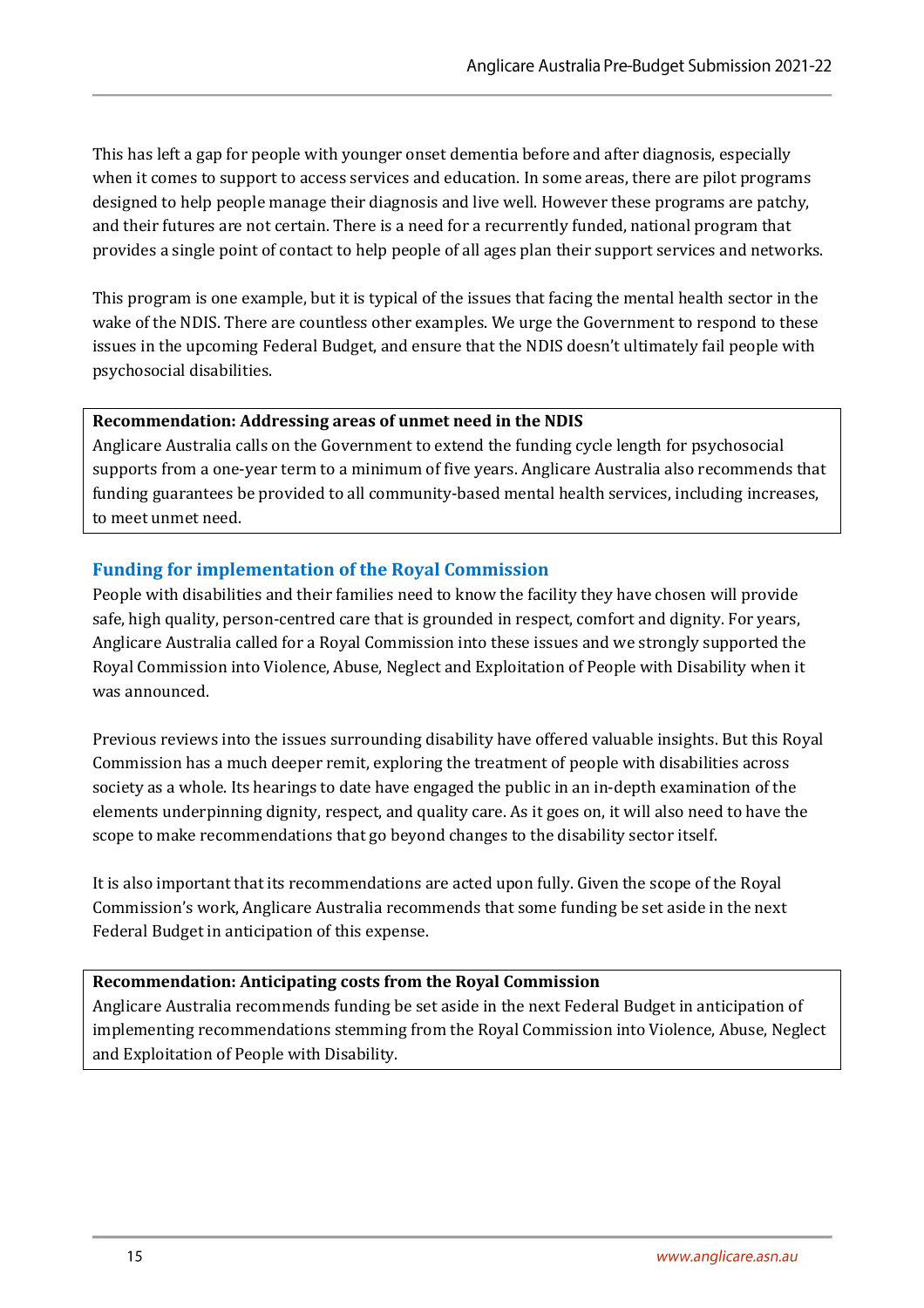This has left a gap for people with younger onset dementia before and after diagnosis, especially when it comes to support to access services and education. In some areas, there are pilot programs designed to help people manage their diagnosis and live well. However these programs are patchy, and their futures are not certain. There is a need for a recurrently funded, national program that provides a single point of contact to help people of all ages plan their support services and networks.

This program is one example, but it is typical of the issues that facing the mental health sector in the wake of the NDIS. There are countless other examples. We urge the Government to respond to these issues in the upcoming Federal Budget, and ensure that the NDIS doesn't ultimately fail people with psychosocial disabilities.

> **Recommendation: Addressing areas of unmet need in the NDIS**
> Anglicare Australia calls on the Government to extend the funding cycle length for psychosocial supports from a one-year term to a minimum of five years. Anglicare Australia also recommends that funding guarantees be provided to all community-based mental health services, including increases, to meet unmet need.

## Funding for implementation of the Royal Commission

People with disabilities and their families need to know the facility they have chosen will provide safe, high quality, person-centred care that is grounded in respect, comfort and dignity. For years, Anglicare Australia called for a Royal Commission into these issues and we strongly supported the Royal Commission into Violence, Abuse, Neglect and Exploitation of People with Disability when it was announced.

Previous reviews into the issues surrounding disability have offered valuable insights. But this Royal Commission has a much deeper remit, exploring the treatment of people with disabilities across society as a whole. Its hearings to date have engaged the public in an in-depth examination of the elements underpinning dignity, respect, and quality care. As it goes on, it will also need to have the scope to make recommendations that go beyond changes to the disability sector itself.

It is also important that its recommendations are acted upon fully. Given the scope of the Royal Commission's work, Anglicare Australia recommends that some funding be set aside in the next Federal Budget in anticipation of this expense.

> **Recommendation: Anticipating costs from the Royal Commission**
> Anglicare Australia recommends funding be set aside in the next Federal Budget in anticipation of implementing recommendations stemming from the Royal Commission into Violence, Abuse, Neglect and Exploitation of People with Disability.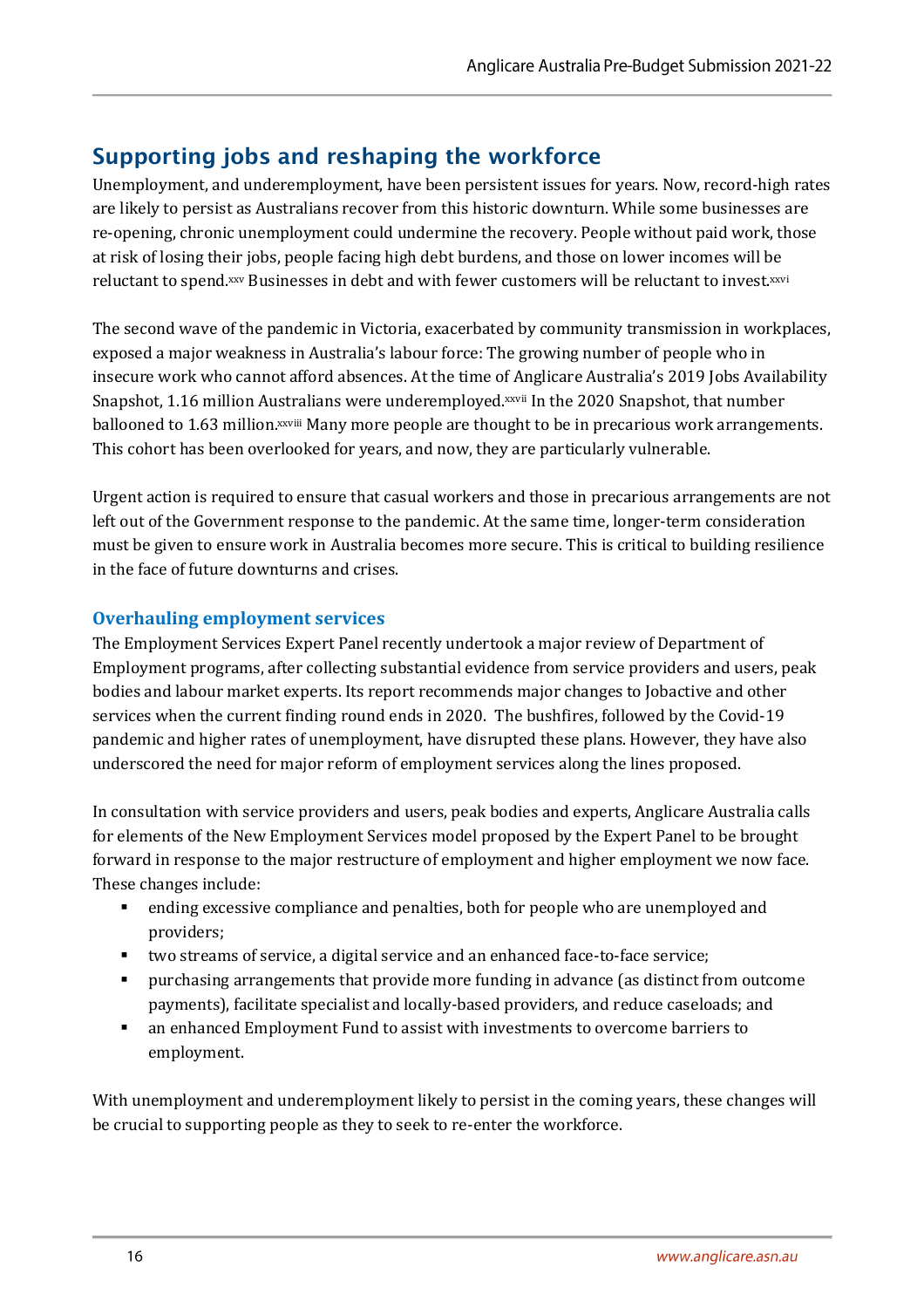## Supporting jobs and reshaping the workforce

Unemployment, and underemployment, have been persistent issues for years. Now, record-high rates are likely to persist as Australians recover from this historic downturn. While some businesses are re-opening, chronic unemployment could undermine the recovery. People without paid work, those at risk of losing their jobs, people facing high debt burdens, and those on lower incomes will be reluctant to spend.[xxv] Businesses in debt and with fewer customers will be reluctant to invest.[xxvi]

The second wave of the pandemic in Victoria, exacerbated by community transmission in workplaces, exposed a major weakness in Australia's labour force: The growing number of people who in insecure work who cannot afford absences. At the time of Anglicare Australia's 2019 Jobs Availability Snapshot, 1.16 million Australians were underemployed.[xxvii] In the 2020 Snapshot, that number ballooned to 1.63 million.[xxviii] Many more people are thought to be in precarious work arrangements. This cohort has been overlooked for years, and now, they are particularly vulnerable.

Urgent action is required to ensure that casual workers and those in precarious arrangements are not left out of the Government response to the pandemic. At the same time, longer-term consideration must be given to ensure work in Australia becomes more secure. This is critical to building resilience in the face of future downturns and crises.

### Overhauling employment services

The Employment Services Expert Panel recently undertook a major review of Department of Employment programs, after collecting substantial evidence from service providers and users, peak bodies and labour market experts. Its report recommends major changes to Jobactive and other services when the current finding round ends in 2020. The bushfires, followed by the Covid-19 pandemic and higher rates of unemployment, have disrupted these plans. However, they have also underscored the need for major reform of employment services along the lines proposed.

In consultation with service providers and users, peak bodies and experts, Anglicare Australia calls for elements of the New Employment Services model proposed by the Expert Panel to be brought forward in response to the major restructure of employment and higher employment we now face. These changes include:

- ending excessive compliance and penalties, both for people who are unemployed and providers;
- two streams of service, a digital service and an enhanced face-to-face service;
- purchasing arrangements that provide more funding in advance (as distinct from outcome payments), facilitate specialist and locally-based providers, and reduce caseloads; and
- an enhanced Employment Fund to assist with investments to overcome barriers to employment.

With unemployment and underemployment likely to persist in the coming years, these changes will be crucial to supporting people as they to seek to re-enter the workforce.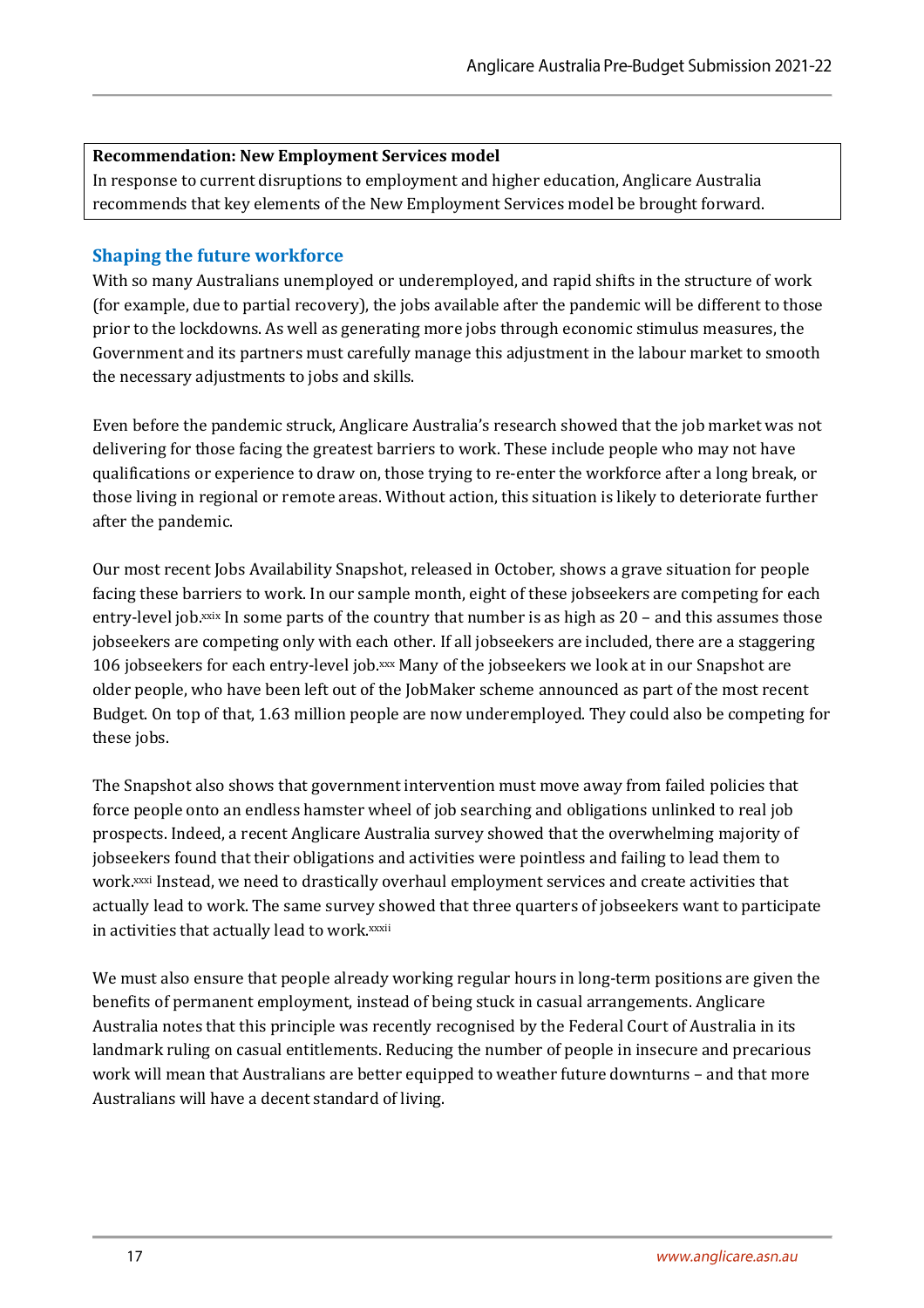**Recommendation: New Employment Services model**

In response to current disruptions to employment and higher education, Anglicare Australia recommends that key elements of the New Employment Services model be brought forward.

## Shaping the future workforce

With so many Australians unemployed or underemployed, and rapid shifts in the structure of work (for example, due to partial recovery), the jobs available after the pandemic will be different to those prior to the lockdowns. As well as generating more jobs through economic stimulus measures, the Government and its partners must carefully manage this adjustment in the labour market to smooth the necessary adjustments to jobs and skills.

Even before the pandemic struck, Anglicare Australia's research showed that the job market was not delivering for those facing the greatest barriers to work. These include people who may not have qualifications or experience to draw on, those trying to re-enter the workforce after a long break, or those living in regional or remote areas. Without action, this situation is likely to deteriorate further after the pandemic.

Our most recent Jobs Availability Snapshot, released in October, shows a grave situation for people facing these barriers to work. In our sample month, eight of these jobseekers are competing for each entry-level job.[xxix] In some parts of the country that number is as high as 20 – and this assumes those jobseekers are competing only with each other. If all jobseekers are included, there are a staggering 106 jobseekers for each entry-level job.[xxx] Many of the jobseekers we look at in our Snapshot are older people, who have been left out of the JobMaker scheme announced as part of the most recent Budget. On top of that, 1.63 million people are now underemployed. They could also be competing for these jobs.

The Snapshot also shows that government intervention must move away from failed policies that force people onto an endless hamster wheel of job searching and obligations unlinked to real job prospects. Indeed, a recent Anglicare Australia survey showed that the overwhelming majority of jobseekers found that their obligations and activities were pointless and failing to lead them to work.[xxxi] Instead, we need to drastically overhaul employment services and create activities that actually lead to work. The same survey showed that three quarters of jobseekers want to participate in activities that actually lead to work.[xxxii]

We must also ensure that people already working regular hours in long-term positions are given the benefits of permanent employment, instead of being stuck in casual arrangements. Anglicare Australia notes that this principle was recently recognised by the Federal Court of Australia in its landmark ruling on casual entitlements. Reducing the number of people in insecure and precarious work will mean that Australians are better equipped to weather future downturns – and that more Australians will have a decent standard of living.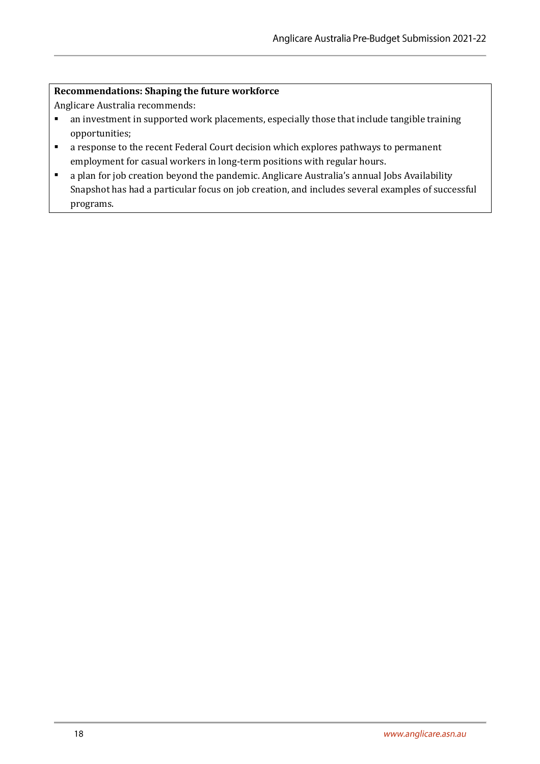**Recommendations: Shaping the future workforce**

Anglicare Australia recommends:

- an investment in supported work placements, especially those that include tangible training opportunities;
- a response to the recent Federal Court decision which explores pathways to permanent employment for casual workers in long-term positions with regular hours.
- a plan for job creation beyond the pandemic. Anglicare Australia's annual Jobs Availability Snapshot has had a particular focus on job creation, and includes several examples of successful programs.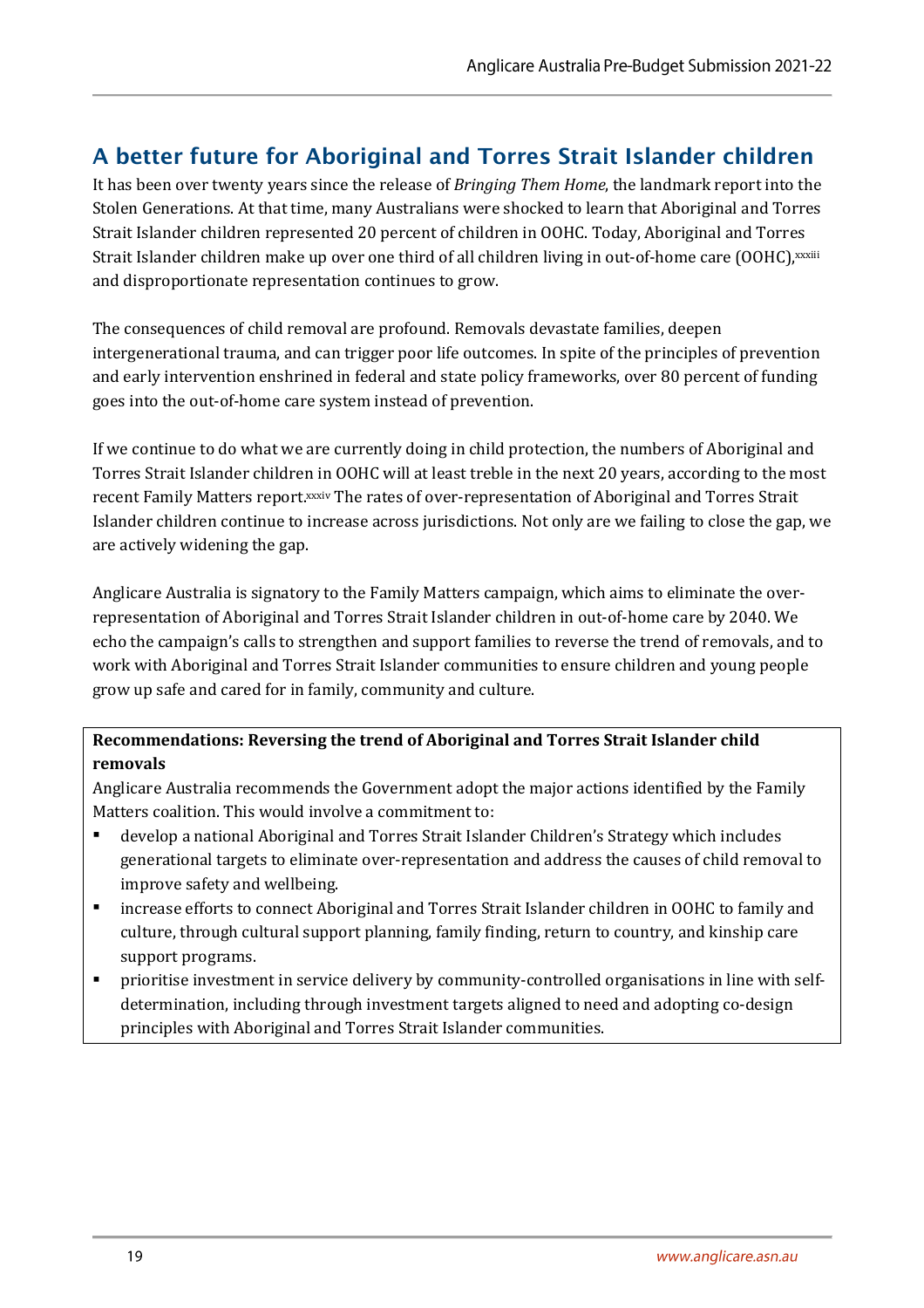## A better future for Aboriginal and Torres Strait Islander children

It has been over twenty years since the release of *Bringing Them Home*, the landmark report into the Stolen Generations. At that time, many Australians were shocked to learn that Aboriginal and Torres Strait Islander children represented 20 percent of children in OOHC. Today, Aboriginal and Torres Strait Islander children make up over one third of all children living in out-of-home care (OOHC),[xxxiii] and disproportionate representation continues to grow.

The consequences of child removal are profound. Removals devastate families, deepen intergenerational trauma, and can trigger poor life outcomes. In spite of the principles of prevention and early intervention enshrined in federal and state policy frameworks, over 80 percent of funding goes into the out-of-home care system instead of prevention.

If we continue to do what we are currently doing in child protection, the numbers of Aboriginal and Torres Strait Islander children in OOHC will at least treble in the next 20 years, according to the most recent Family Matters report.[xxxiv] The rates of over-representation of Aboriginal and Torres Strait Islander children continue to increase across jurisdictions. Not only are we failing to close the gap, we are actively widening the gap.

Anglicare Australia is signatory to the Family Matters campaign, which aims to eliminate the over-representation of Aboriginal and Torres Strait Islander children in out-of-home care by 2040. We echo the campaign's calls to strengthen and support families to reverse the trend of removals, and to work with Aboriginal and Torres Strait Islander communities to ensure children and young people grow up safe and cared for in family, community and culture.

**Recommendations: Reversing the trend of Aboriginal and Torres Strait Islander child removals**

Anglicare Australia recommends the Government adopt the major actions identified by the Family Matters coalition. This would involve a commitment to:

- develop a national Aboriginal and Torres Strait Islander Children's Strategy which includes generational targets to eliminate over-representation and address the causes of child removal to improve safety and wellbeing.
- increase efforts to connect Aboriginal and Torres Strait Islander children in OOHC to family and culture, through cultural support planning, family finding, return to country, and kinship care support programs.
- prioritise investment in service delivery by community-controlled organisations in line with self-determination, including through investment targets aligned to need and adopting co-design principles with Aboriginal and Torres Strait Islander communities.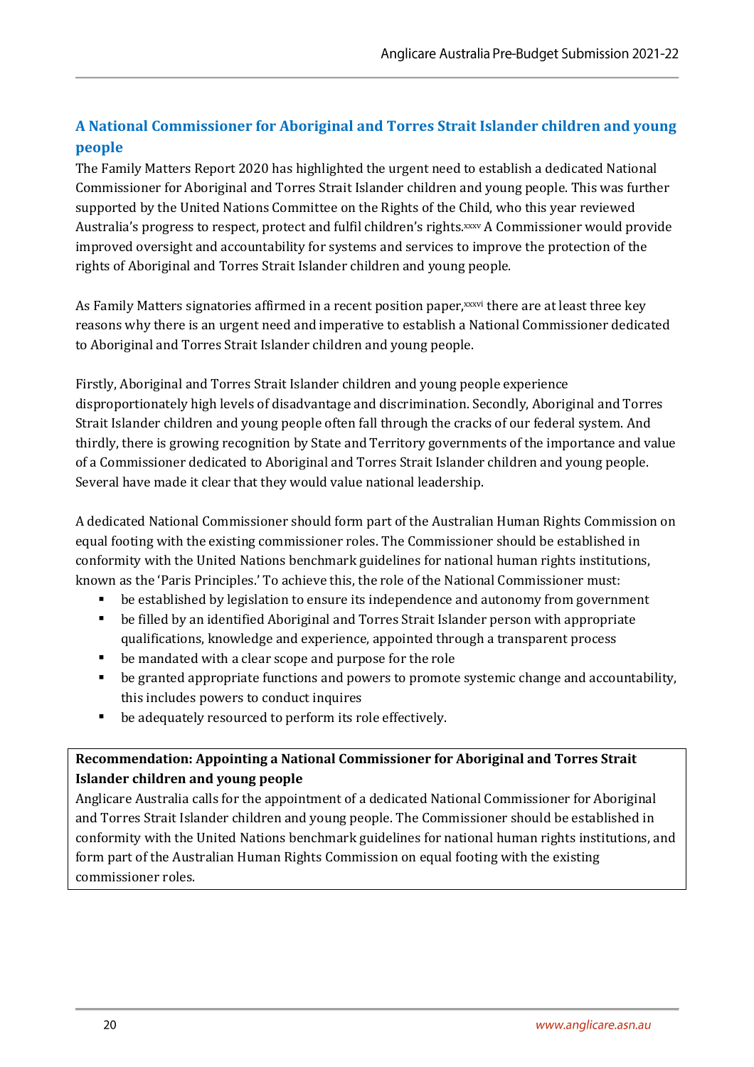## A National Commissioner for Aboriginal and Torres Strait Islander children and young people

The Family Matters Report 2020 has highlighted the urgent need to establish a dedicated National Commissioner for Aboriginal and Torres Strait Islander children and young people. This was further supported by the United Nations Committee on the Rights of the Child, who this year reviewed Australia's progress to respect, protect and fulfil children's rights.[xxxv] A Commissioner would provide improved oversight and accountability for systems and services to improve the protection of the rights of Aboriginal and Torres Strait Islander children and young people.

As Family Matters signatories affirmed in a recent position paper,[xxxvi] there are at least three key reasons why there is an urgent need and imperative to establish a National Commissioner dedicated to Aboriginal and Torres Strait Islander children and young people.

Firstly, Aboriginal and Torres Strait Islander children and young people experience disproportionately high levels of disadvantage and discrimination. Secondly, Aboriginal and Torres Strait Islander children and young people often fall through the cracks of our federal system. And thirdly, there is growing recognition by State and Territory governments of the importance and value of a Commissioner dedicated to Aboriginal and Torres Strait Islander children and young people. Several have made it clear that they would value national leadership.

A dedicated National Commissioner should form part of the Australian Human Rights Commission on equal footing with the existing commissioner roles. The Commissioner should be established in conformity with the United Nations benchmark guidelines for national human rights institutions, known as the 'Paris Principles.' To achieve this, the role of the National Commissioner must:

- be established by legislation to ensure its independence and autonomy from government
- be filled by an identified Aboriginal and Torres Strait Islander person with appropriate qualifications, knowledge and experience, appointed through a transparent process
- be mandated with a clear scope and purpose for the role
- be granted appropriate functions and powers to promote systemic change and accountability, this includes powers to conduct inquires
- be adequately resourced to perform its role effectively.

**Recommendation: Appointing a National Commissioner for Aboriginal and Torres Strait Islander children and young people**

Anglicare Australia calls for the appointment of a dedicated National Commissioner for Aboriginal and Torres Strait Islander children and young people. The Commissioner should be established in conformity with the United Nations benchmark guidelines for national human rights institutions, and form part of the Australian Human Rights Commission on equal footing with the existing commissioner roles.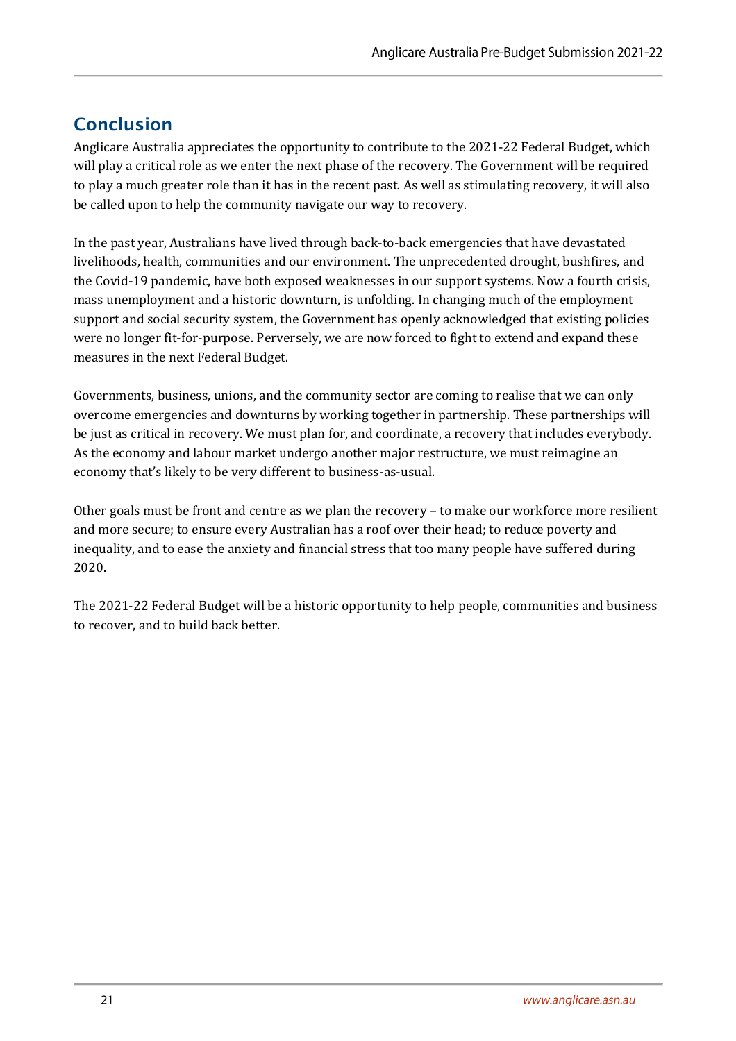## Conclusion

Anglicare Australia appreciates the opportunity to contribute to the 2021-22 Federal Budget, which will play a critical role as we enter the next phase of the recovery. The Government will be required to play a much greater role than it has in the recent past. As well as stimulating recovery, it will also be called upon to help the community navigate our way to recovery.

In the past year, Australians have lived through back-to-back emergencies that have devastated livelihoods, health, communities and our environment. The unprecedented drought, bushfires, and the Covid-19 pandemic, have both exposed weaknesses in our support systems. Now a fourth crisis, mass unemployment and a historic downturn, is unfolding. In changing much of the employment support and social security system, the Government has openly acknowledged that existing policies were no longer fit-for-purpose. Perversely, we are now forced to fight to extend and expand these measures in the next Federal Budget.

Governments, business, unions, and the community sector are coming to realise that we can only overcome emergencies and downturns by working together in partnership. These partnerships will be just as critical in recovery. We must plan for, and coordinate, a recovery that includes everybody. As the economy and labour market undergo another major restructure, we must reimagine an economy that's likely to be very different to business-as-usual.

Other goals must be front and centre as we plan the recovery – to make our workforce more resilient and more secure; to ensure every Australian has a roof over their head; to reduce poverty and inequality, and to ease the anxiety and financial stress that too many people have suffered during 2020.

The 2021-22 Federal Budget will be a historic opportunity to help people, communities and business to recover, and to build back better.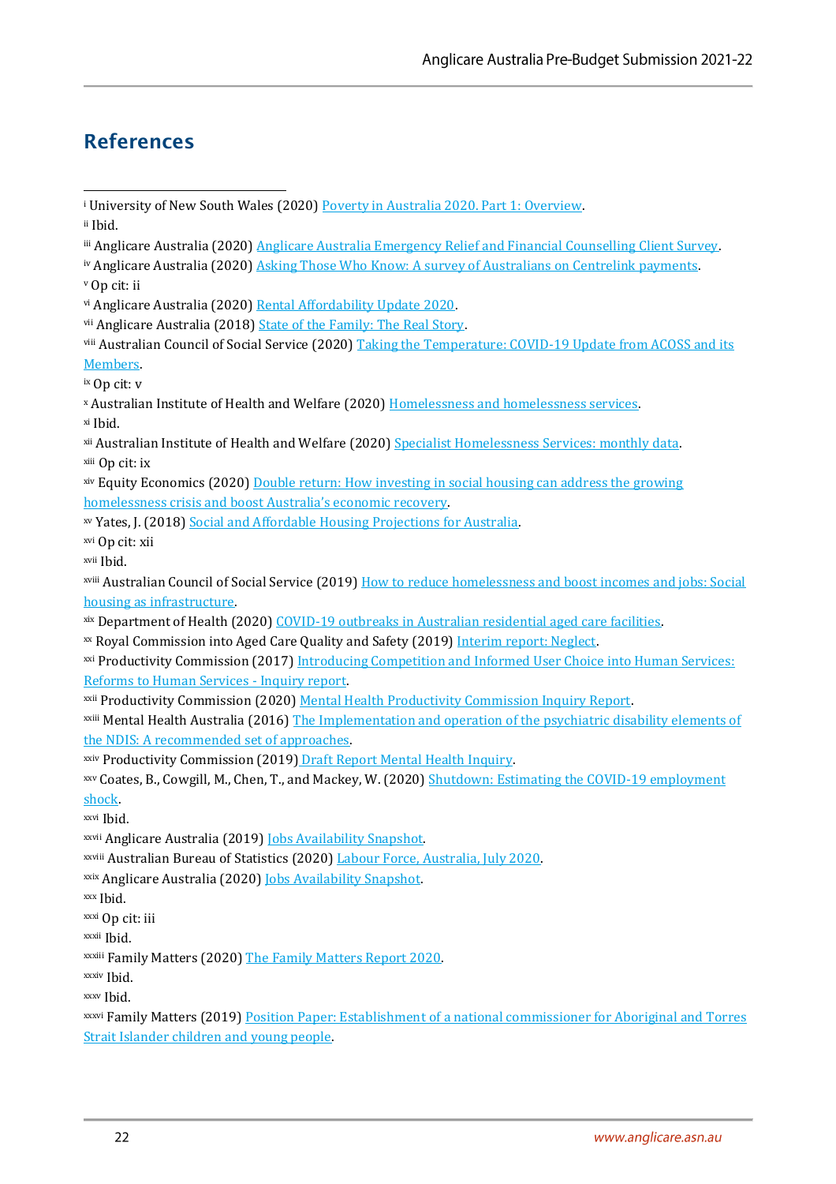## References

[i] University of New South Wales (2020) Poverty in Australia 2020. Part 1: Overview.

[ii] Ibid.

[iii] Anglicare Australia (2020) Anglicare Australia Emergency Relief and Financial Counselling Client Survey.

[iv] Anglicare Australia (2020) Asking Those Who Know: A survey of Australians on Centrelink payments.

[v] Op cit: ii

[vi] Anglicare Australia (2020) Rental Affordability Update 2020.

[vii] Anglicare Australia (2018) State of the Family: The Real Story.

[viii] Australian Council of Social Service (2020) Taking the Temperature: COVID-19 Update from ACOSS and its Members.

[ix] Op cit: v

[x] Australian Institute of Health and Welfare (2020) Homelessness and homelessness services.

[xi] Ibid.

[xii] Australian Institute of Health and Welfare (2020) Specialist Homelessness Services: monthly data.

[xiii] Op cit: ix

[xiv] Equity Economics (2020) Double return: How investing in social housing can address the growing homelessness crisis and boost Australia's economic recovery.

[xv] Yates, J. (2018) Social and Affordable Housing Projections for Australia.

[xvi] Op cit: xii

[xvii] Ibid.

[xviii] Australian Council of Social Service (2019) How to reduce homelessness and boost incomes and jobs: Social housing as infrastructure.

[xix] Department of Health (2020) COVID-19 outbreaks in Australian residential aged care facilities.

[xx] Royal Commission into Aged Care Quality and Safety (2019) Interim report: Neglect.

[xxi] Productivity Commission (2017) Introducing Competition and Informed User Choice into Human Services: Reforms to Human Services - Inquiry report.

[xxii] Productivity Commission (2020) Mental Health Productivity Commission Inquiry Report.

[xxiii] Mental Health Australia (2016) The Implementation and operation of the psychiatric disability elements of the NDIS: A recommended set of approaches.

[xxiv] Productivity Commission (2019) Draft Report Mental Health Inquiry.

[xxv] Coates, B., Cowgill, M., Chen, T., and Mackey, W. (2020) Shutdown: Estimating the COVID-19 employment shock.

[xxvi] Ibid.

[xxvii] Anglicare Australia (2019) Jobs Availability Snapshot.

[xxviii] Australian Bureau of Statistics (2020) Labour Force, Australia, July 2020.

[xxix] Anglicare Australia (2020) Jobs Availability Snapshot.

[xxx] Ibid.

[xxxi] Op cit: iii

[xxxii] Ibid.

[xxxiii] Family Matters (2020) The Family Matters Report 2020.

[xxxiv] Ibid.

[xxxv] Ibid.

[xxxvi] Family Matters (2019) Position Paper: Establishment of a national commissioner for Aboriginal and Torres Strait Islander children and young people.